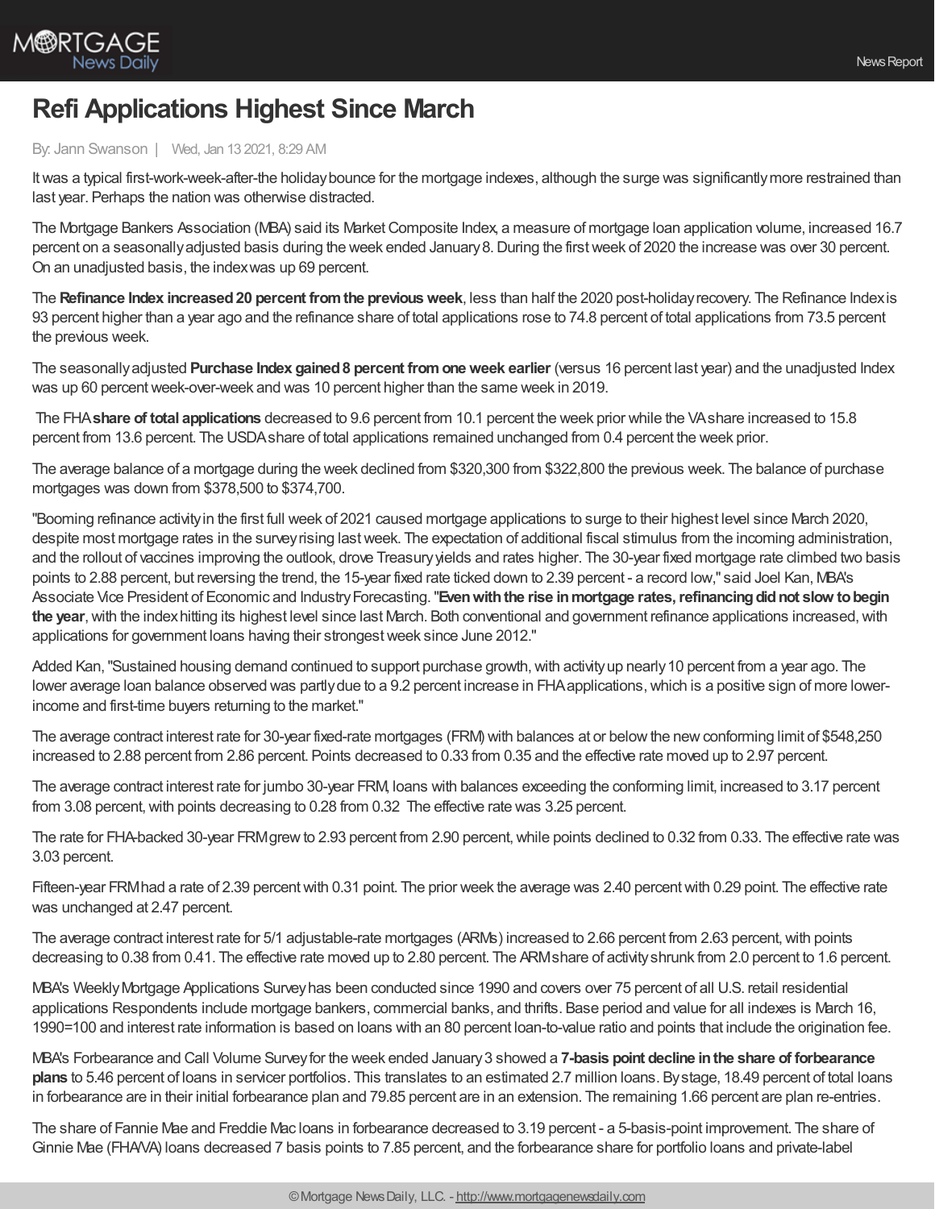# Refi Applications Highest Since March

By: Jann Swanson | Wed, Jan 13 2021, 8:29 AM

It was a typical first-work-week-after-the holiday bounce for the mortgage indexes, although the surge was significantly more restrained than last year. Perhaps the nation was otherwise distracted.

The Mortgage Bankers Association (MBA) said its Market Composite Index, a measure of mortgage loan application volume, increased 16.7 percent on a seasonally adjusted basis during the week ended January 8. During the first week of 2020 the increase was over 30 percent. On an unadjusted basis, the index was up 69 percent.

The **Refinance Index increased 20 percent from the previous week**, less than half the 2020 post-holiday recovery. The Refinance Index is 93 percent higher than a year ago and the refinance share of total applications rose to 74.8 percent of total applications from 73.5 percent the previous week.

The seasonally adjusted **Purchase Index gained 8 percent from one week earlier** (versus 16 percent last year) and the unadjusted Index was up 60 percent week-over-week and was 10 percent higher than the same week in 2019.

The FHA **share of total applications** decreased to 9.6 percent from 10.1 percent the week prior while the VA share increased to 15.8 percent from 13.6 percent. The USDA share of total applications remained unchanged from 0.4 percent the week prior.

The average balance of a mortgage during the week declined from $320,300 from $322,800 the previous week. The balance of purchase mortgages was down from $378,500 to $374,700.

"Booming refinance activity in the first full week of 2021 caused mortgage applications to surge to their highest level since March 2020, despite most mortgage rates in the survey rising last week. The expectation of additional fiscal stimulus from the incoming administration, and the rollout of vaccines improving the outlook, drove Treasury yields and rates higher. The 30-year fixed mortgage rate climbed two basis points to 2.88 percent, but reversing the trend, the 15-year fixed rate ticked down to 2.39 percent - a record low," said Joel Kan, MBA's Associate Vice President of Economic and Industry Forecasting. "**Even with the rise in mortgage rates, refinancing did not slow to begin the year**, with the index hitting its highest level since last March. Both conventional and government refinance applications increased, with applications for government loans having their strongest week since June 2012."

Added Kan, "Sustained housing demand continued to support purchase growth, with activity up nearly 10 percent from a year ago. The lower average loan balance observed was partly due to a 9.2 percent increase in FHA applications, which is a positive sign of more lower-income and first-time buyers returning to the market."

The average contract interest rate for 30-year fixed-rate mortgages (FRM) with balances at or below the new conforming limit of $548,250 increased to 2.88 percent from 2.86 percent. Points decreased to 0.33 from 0.35 and the effective rate moved up to 2.97 percent.

The average contract interest rate for jumbo 30-year FRM, loans with balances exceeding the conforming limit, increased to 3.17 percent from 3.08 percent, with points decreasing to 0.28 from 0.32 The effective rate was 3.25 percent.

The rate for FHA-backed 30-year FRM grew to 2.93 percent from 2.90 percent, while points declined to 0.32 from 0.33. The effective rate was 3.03 percent.

Fifteen-year FRM had a rate of 2.39 percent with 0.31 point. The prior week the average was 2.40 percent with 0.29 point. The effective rate was unchanged at 2.47 percent.

The average contract interest rate for 5/1 adjustable-rate mortgages (ARMs) increased to 2.66 percent from 2.63 percent, with points decreasing to 0.38 from 0.41. The effective rate moved up to 2.80 percent. The ARM share of activity shrunk from 2.0 percent to 1.6 percent.

MBA's Weekly Mortgage Applications Survey has been conducted since 1990 and covers over 75 percent of all U.S. retail residential applications Respondents include mortgage bankers, commercial banks, and thrifts. Base period and value for all indexes is March 16, 1990=100 and interest rate information is based on loans with an 80 percent loan-to-value ratio and points that include the origination fee.

MBA's Forbearance and Call Volume Survey for the week ended January 3 showed a **7-basis point decline in the share of forbearance plans** to 5.46 percent of loans in servicer portfolios. This translates to an estimated 2.7 million loans. By stage, 18.49 percent of total loans in forbearance are in their initial forbearance plan and 79.85 percent are in an extension. The remaining 1.66 percent are plan re-entries.

The share of Fannie Mae and Freddie Mac loans in forbearance decreased to 3.19 percent - a 5-basis-point improvement. The share of Ginnie Mae (FHA/VA) loans decreased 7 basis points to 7.85 percent, and the forbearance share for portfolio loans and private-label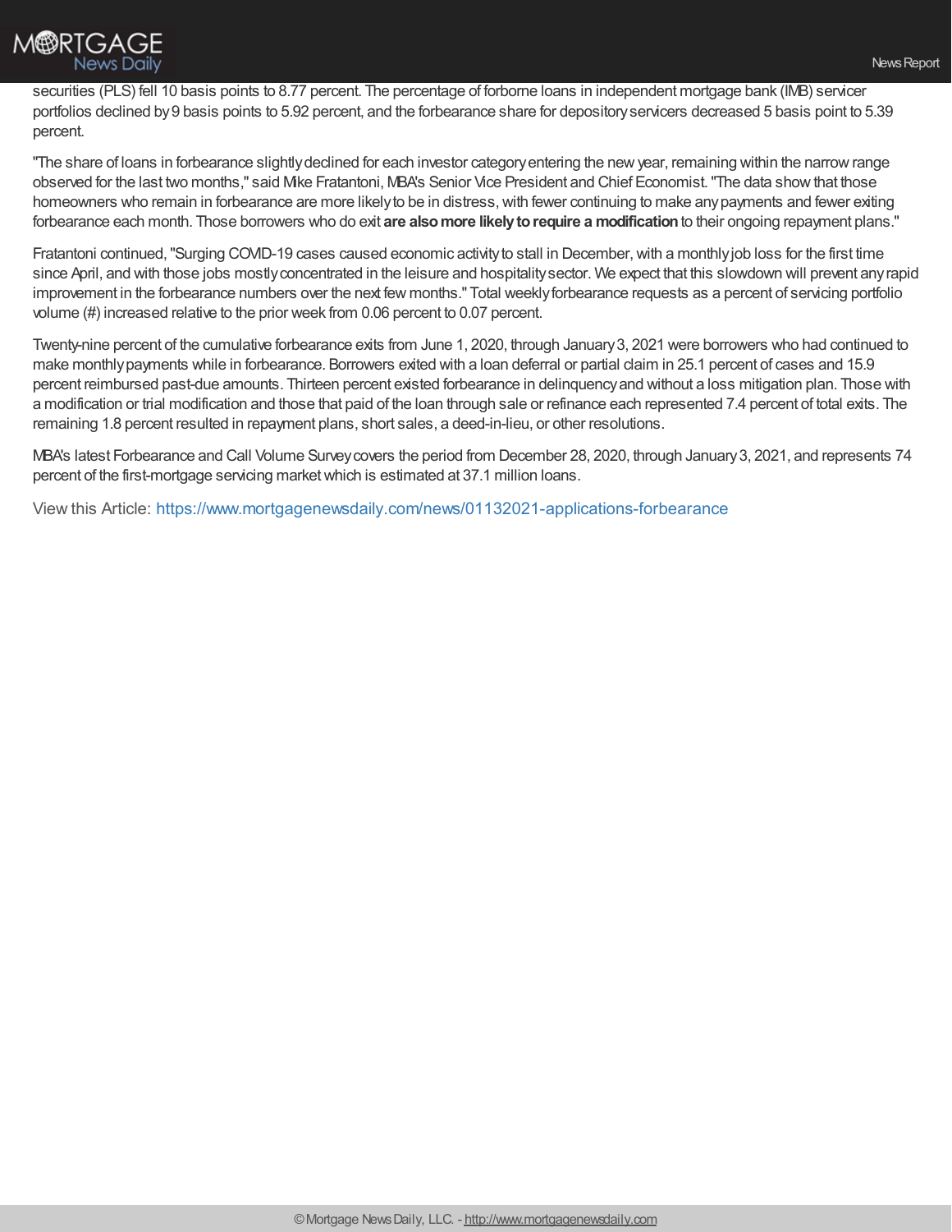securities (PLS) fell 10 basis points to 8.77 percent. The percentage of forborne loans in independent mortgage bank (IMB) servicer portfolios declined by 9 basis points to 5.92 percent, and the forbearance share for depository servicers decreased 5 basis point to 5.39 percent.

"The share of loans in forbearance slightly declined for each investor category entering the new year, remaining within the narrow range observed for the last two months," said Mike Fratantoni, MBA's Senior Vice President and Chief Economist. "The data show that those homeowners who remain in forbearance are more likely to be in distress, with fewer continuing to make any payments and fewer exiting forbearance each month. Those borrowers who do exit **are also more likely to require a modification** to their ongoing repayment plans."

Fratantoni continued, "Surging COVID-19 cases caused economic activity to stall in December, with a monthly job loss for the first time since April, and with those jobs mostly concentrated in the leisure and hospitality sector. We expect that this slowdown will prevent any rapid improvement in the forbearance numbers over the next few months." Total weekly forbearance requests as a percent of servicing portfolio volume (#) increased relative to the prior week from 0.06 percent to 0.07 percent.

Twenty-nine percent of the cumulative forbearance exits from June 1, 2020, through January 3, 2021 were borrowers who had continued to make monthly payments while in forbearance. Borrowers exited with a loan deferral or partial claim in 25.1 percent of cases and 15.9 percent reimbursed past-due amounts. Thirteen percent existed forbearance in delinquency and without a loss mitigation plan. Those with a modification or trial modification and those that paid of the loan through sale or refinance each represented 7.4 percent of total exits. The remaining 1.8 percent resulted in repayment plans, short sales, a deed-in-lieu, or other resolutions.

MBA's latest Forbearance and Call Volume Survey covers the period from December 28, 2020, through January 3, 2021, and represents 74 percent of the first-mortgage servicing market which is estimated at 37.1 million loans.

View this Article: https://www.mortgagenewsdaily.com/news/01132021-applications-forbearance